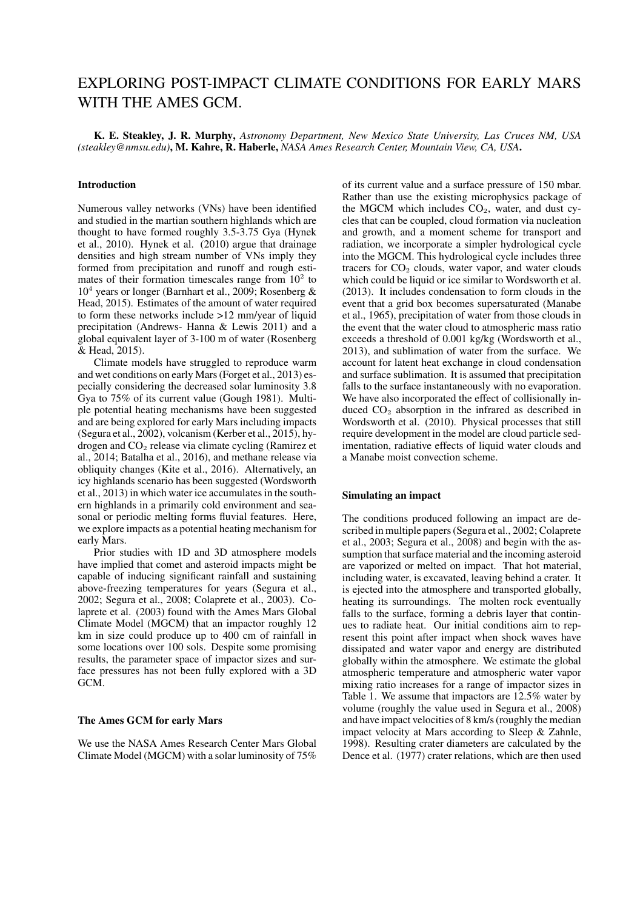# EXPLORING POST-IMPACT CLIMATE CONDITIONS FOR EARLY MARS WITH THE AMES GCM.

**K. E. Steakley, J. R. Murphy,** *Astronomy Department, New Mexico State University, Las Cruces NM, USA (steakley@nmsu.edu)*, **M. Kahre, R. Haberle,** *NASA Ames Research Center, Mountain View, CA, USA***.**

## Introduction

Numerous valley networks (VNs) have been identified and studied in the martian southern highlands which are thought to have formed roughly 3.5-3.75 Gya (Hynek et al., 2010). Hynek et al. (2010) argue that drainage densities and high stream number of VNs imply they formed from precipitation and runoff and rough estimates of their formation timescales range from $10^2$ to $10^4$ years or longer (Barnhart et al., 2009; Rosenberg & Head, 2015). Estimates of the amount of water required to form these networks include >12 mm/year of liquid precipitation (Andrews- Hanna & Lewis 2011) and a global equivalent layer of 3-100 m of water (Rosenberg & Head, 2015).

Climate models have struggled to reproduce warm and wet conditions on early Mars (Forget et al., 2013) especially considering the decreased solar luminosity 3.8 Gya to 75% of its current value (Gough 1981). Multiple potential heating mechanisms have been suggested and are being explored for early Mars including impacts (Segura et al., 2002), volcanism (Kerber et al., 2015), hydrogen and $CO_2$ release via climate cycling (Ramirez et al., 2014; Batalha et al., 2016), and methane release via obliquity changes (Kite et al., 2016). Alternatively, an icy highlands scenario has been suggested (Wordsworth et al., 2013) in which water ice accumulates in the southern highlands in a primarily cold environment and seasonal or periodic melting forms fluvial features. Here, we explore impacts as a potential heating mechanism for early Mars.

Prior studies with 1D and 3D atmosphere models have implied that comet and asteroid impacts might be capable of inducing significant rainfall and sustaining above-freezing temperatures for years (Segura et al., 2002; Segura et al., 2008; Colaprete et al., 2003). Colaprete et al. (2003) found with the Ames Mars Global Climate Model (MGCM) that an impactor roughly 12 km in size could produce up to 400 cm of rainfall in some locations over 100 sols. Despite some promising results, the parameter space of impactor sizes and surface pressures has not been fully explored with a 3D GCM.

## The Ames GCM for early Mars

We use the NASA Ames Research Center Mars Global Climate Model (MGCM) with a solar luminosity of 75% of its current value and a surface pressure of 150 mbar. Rather than use the existing microphysics package of the MGCM which includes $CO_2$, water, and dust cycles that can be coupled, cloud formation via nucleation and growth, and a moment scheme for transport and radiation, we incorporate a simpler hydrological cycle into the MGCM. This hydrological cycle includes three tracers for $CO_2$ clouds, water vapor, and water clouds which could be liquid or ice similar to Wordsworth et al. (2013). It includes condensation to form clouds in the event that a grid box becomes supersaturated (Manabe et al., 1965), precipitation of water from those clouds in the event that the water cloud to atmospheric mass ratio exceeds a threshold of 0.001 kg/kg (Wordsworth et al., 2013), and sublimation of water from the surface. We account for latent heat exchange in cloud condensation and surface sublimation. It is assumed that precipitation falls to the surface instantaneously with no evaporation. We have also incorporated the effect of collisionally induced $CO_2$ absorption in the infrared as described in Wordsworth et al. (2010). Physical processes that still require development in the model are cloud particle sedimentation, radiative effects of liquid water clouds and a Manabe moist convection scheme.

## Simulating an impact

The conditions produced following an impact are described in multiple papers (Segura et al., 2002; Colaprete et al., 2003; Segura et al., 2008) and begin with the assumption that surface material and the incoming asteroid are vaporized or melted on impact. That hot material, including water, is excavated, leaving behind a crater. It is ejected into the atmosphere and transported globally, heating its surroundings. The molten rock eventually falls to the surface, forming a debris layer that continues to radiate heat. Our initial conditions aim to represent this point after impact when shock waves have dissipated and water vapor and energy are distributed globally within the atmosphere. We estimate the global atmospheric temperature and atmospheric water vapor mixing ratio increases for a range of impactor sizes in Table 1. We assume that impactors are 12.5% water by volume (roughly the value used in Segura et al., 2008) and have impact velocities of 8 km/s (roughly the median impact velocity at Mars according to Sleep & Zahnle, 1998). Resulting crater diameters are calculated by the Dence et al. (1977) crater relations, which are then used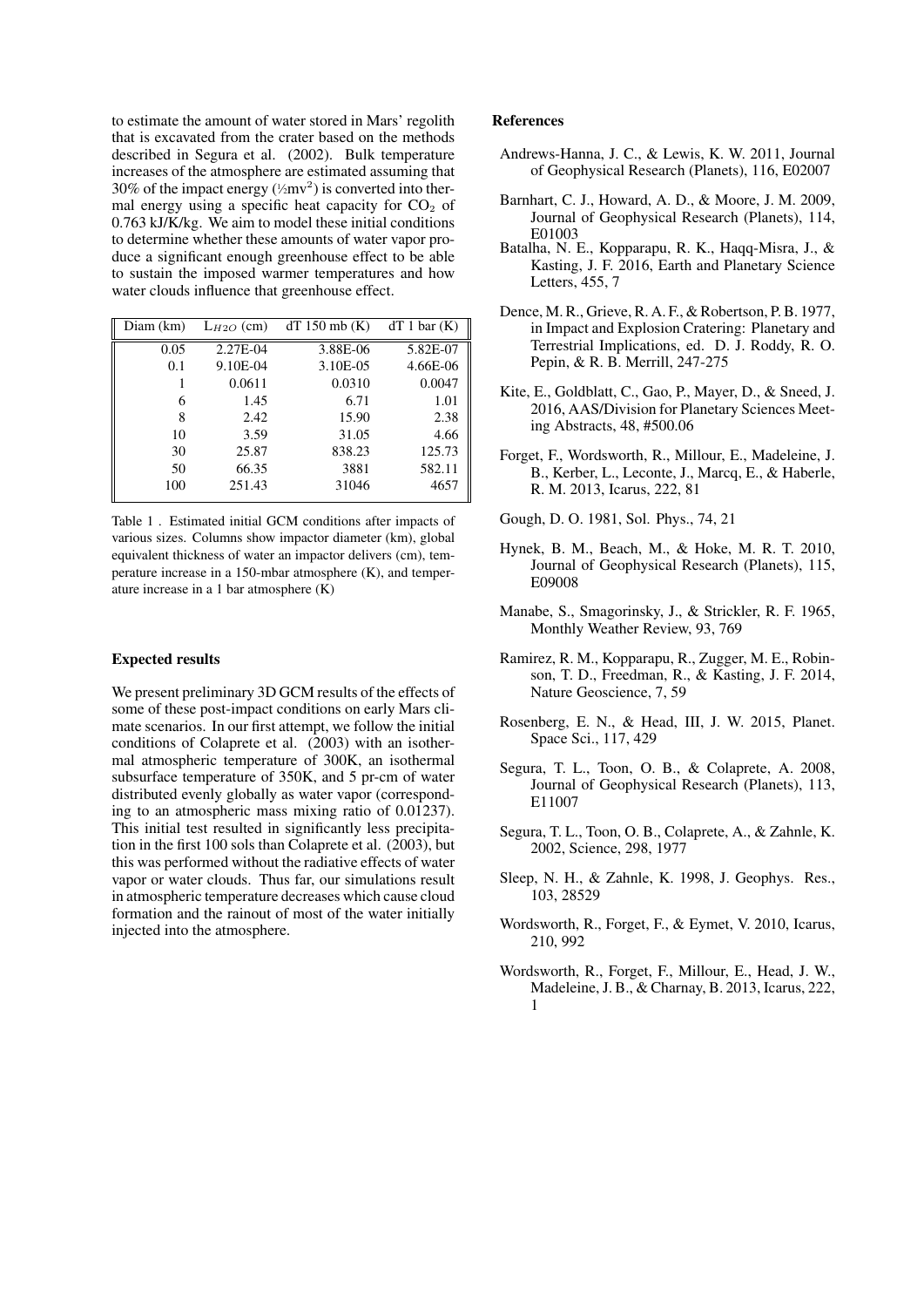to estimate the amount of water stored in Mars' regolith that is excavated from the crater based on the methods described in Segura et al. (2002). Bulk temperature increases of the atmosphere are estimated assuming that 30% of the impact energy (½mv$^2$) is converted into thermal energy using a specific heat capacity for $CO_2$ of 0.763 kJ/K/kg. We aim to model these initial conditions to determine whether these amounts of water vapor produce a significant enough greenhouse effect to be able to sustain the imposed warmer temperatures and how water clouds influence that greenhouse effect.

| Diam (km) | $L_{H2O}$ (cm) | dT 150 mb (K) | dT 1 bar (K) |
|---|---|---|---|
| 0.05 | 2.27E-04 | 3.88E-06 | 5.82E-07 |
| 0.1 | 9.10E-04 | 3.10E-05 | 4.66E-06 |
| 1 | 0.0611 | 0.0310 | 0.0047 |
| 6 | 1.45 | 6.71 | 1.01 |
| 8 | 2.42 | 15.90 | 2.38 |
| 10 | 3.59 | 31.05 | 4.66 |
| 30 | 25.87 | 838.23 | 125.73 |
| 50 | 66.35 | 3881 | 582.11 |
| 100 | 251.43 | 31046 | 4657 |

Table 1 . Estimated initial GCM conditions after impacts of various sizes. Columns show impactor diameter (km), global equivalent thickness of water an impactor delivers (cm), temperature increase in a 150-mbar atmosphere (K), and temperature increase in a 1 bar atmosphere (K)

### Expected results

We present preliminary 3D GCM results of the effects of some of these post-impact conditions on early Mars climate scenarios. In our first attempt, we follow the initial conditions of Colaprete et al. (2003) with an isothermal atmospheric temperature of 300K, an isothermal subsurface temperature of 350K, and 5 pr-cm of water distributed evenly globally as water vapor (corresponding to an atmospheric mass mixing ratio of 0.01237). This initial test resulted in significantly less precipitation in the first 100 sols than Colaprete et al. (2003), but this was performed without the radiative effects of water vapor or water clouds. Thus far, our simulations result in atmospheric temperature decreases which cause cloud formation and the rainout of most of the water initially injected into the atmosphere.

### References

Andrews-Hanna, J. C., & Lewis, K. W. 2011, Journal of Geophysical Research (Planets), 116, E02007

Barnhart, C. J., Howard, A. D., & Moore, J. M. 2009, Journal of Geophysical Research (Planets), 114, E01003

Batalha, N. E., Kopparapu, R. K., Haqq-Misra, J., & Kasting, J. F. 2016, Earth and Planetary Science Letters, 455, 7

Dence, M. R., Grieve, R. A. F., & Robertson, P. B. 1977, in Impact and Explosion Cratering: Planetary and Terrestrial Implications, ed. D. J. Roddy, R. O. Pepin, & R. B. Merrill, 247-275

Kite, E., Goldblatt, C., Gao, P., Mayer, D., & Sneed, J. 2016, AAS/Division for Planetary Sciences Meeting Abstracts, 48, #500.06

Forget, F., Wordsworth, R., Millour, E., Madeleine, J. B., Kerber, L., Leconte, J., Marcq, E., & Haberle, R. M. 2013, Icarus, 222, 81

Gough, D. O. 1981, Sol. Phys., 74, 21

Hynek, B. M., Beach, M., & Hoke, M. R. T. 2010, Journal of Geophysical Research (Planets), 115, E09008

Manabe, S., Smagorinsky, J., & Strickler, R. F. 1965, Monthly Weather Review, 93, 769

Ramirez, R. M., Kopparapu, R., Zugger, M. E., Robinson, T. D., Freedman, R., & Kasting, J. F. 2014, Nature Geoscience, 7, 59

Rosenberg, E. N., & Head, III, J. W. 2015, Planet. Space Sci., 117, 429

Segura, T. L., Toon, O. B., & Colaprete, A. 2008, Journal of Geophysical Research (Planets), 113, E11007

Segura, T. L., Toon, O. B., Colaprete, A., & Zahnle, K. 2002, Science, 298, 1977

Sleep, N. H., & Zahnle, K. 1998, J. Geophys. Res., 103, 28529

Wordsworth, R., Forget, F., & Eymet, V. 2010, Icarus, 210, 992

Wordsworth, R., Forget, F., Millour, E., Head, J. W., Madeleine, J. B., & Charnay, B. 2013, Icarus, 222, 1